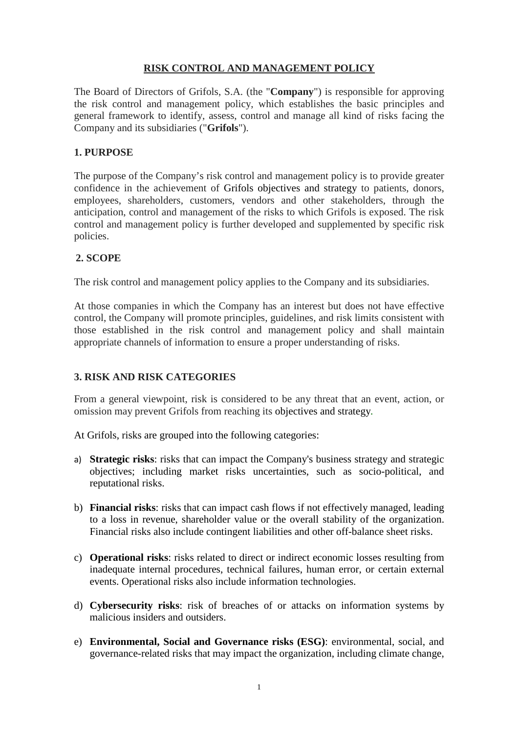# RISK CONTROL AND MANAGEMENT POLICY

The Board of Directors of Grifols, S.A. (the "**Company**") is responsible for approving the risk control and management policy, which establishes the basic principles and general framework to identify, assess, control and manage all kind of risks facing the Company and its subsidiaries ("**Grifols**").

## 1. PURPOSE

The purpose of the Company's risk control and management policy is to provide greater confidence in the achievement of Grifols objectives and strategy to patients, donors, employees, shareholders, customers, vendors and other stakeholders, through the anticipation, control and management of the risks to which Grifols is exposed. The risk control and management policy is further developed and supplemented by specific risk policies.

## 2. SCOPE

The risk control and management policy applies to the Company and its subsidiaries.

At those companies in which the Company has an interest but does not have effective control, the Company will promote principles, guidelines, and risk limits consistent with those established in the risk control and management policy and shall maintain appropriate channels of information to ensure a proper understanding of risks.

## 3. RISK AND RISK CATEGORIES

From a general viewpoint, risk is considered to be any threat that an event, action, or omission may prevent Grifols from reaching its objectives and strategy.

At Grifols, risks are grouped into the following categories:

a) **Strategic risks**: risks that can impact the Company's business strategy and strategic objectives; including market risks uncertainties, such as socio-political, and reputational risks.

b) **Financial risks**: risks that can impact cash flows if not effectively managed, leading to a loss in revenue, shareholder value or the overall stability of the organization. Financial risks also include contingent liabilities and other off-balance sheet risks.

c) **Operational risks**: risks related to direct or indirect economic losses resulting from inadequate internal procedures, technical failures, human error, or certain external events. Operational risks also include information technologies.

d) **Cybersecurity risks**: risk of breaches of or attacks on information systems by malicious insiders and outsiders.

e) **Environmental, Social and Governance risks (ESG)**: environmental, social, and governance-related risks that may impact the organization, including climate change,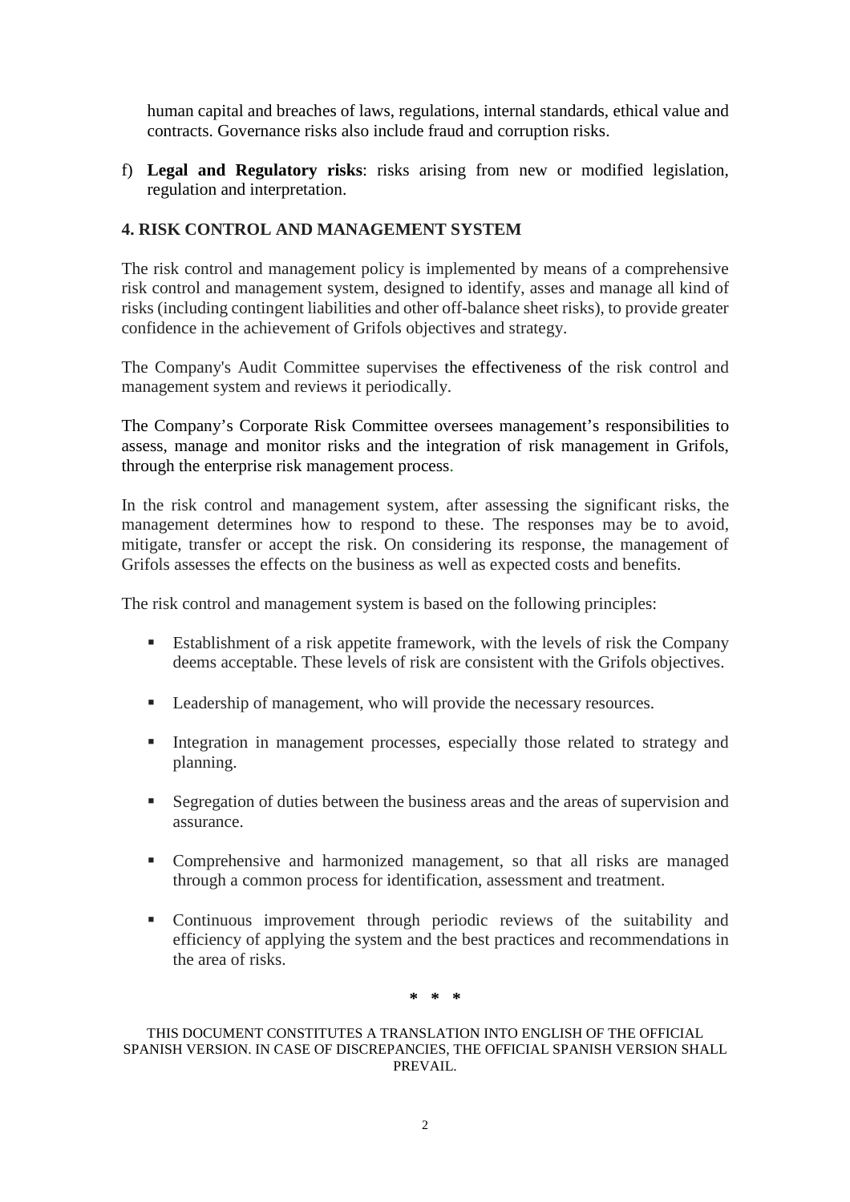human capital and breaches of laws, regulations, internal standards, ethical value and contracts. Governance risks also include fraud and corruption risks.

f) **Legal and Regulatory risks**: risks arising from new or modified legislation, regulation and interpretation.

## 4. RISK CONTROL AND MANAGEMENT SYSTEM

The risk control and management policy is implemented by means of a comprehensive risk control and management system, designed to identify, asses and manage all kind of risks (including contingent liabilities and other off-balance sheet risks), to provide greater confidence in the achievement of Grifols objectives and strategy.

The Company's Audit Committee supervises the effectiveness of the risk control and management system and reviews it periodically.

The Company's Corporate Risk Committee oversees management's responsibilities to assess, manage and monitor risks and the integration of risk management in Grifols, through the enterprise risk management process.

In the risk control and management system, after assessing the significant risks, the management determines how to respond to these. The responses may be to avoid, mitigate, transfer or accept the risk. On considering its response, the management of Grifols assesses the effects on the business as well as expected costs and benefits.

The risk control and management system is based on the following principles:

- Establishment of a risk appetite framework, with the levels of risk the Company deems acceptable. These levels of risk are consistent with the Grifols objectives.
- Leadership of management, who will provide the necessary resources.
- Integration in management processes, especially those related to strategy and planning.
- Segregation of duties between the business areas and the areas of supervision and assurance.
- Comprehensive and harmonized management, so that all risks are managed through a common process for identification, assessment and treatment.
- Continuous improvement through periodic reviews of the suitability and efficiency of applying the system and the best practices and recommendations in the area of risks.

\* \* \*

THIS DOCUMENT CONSTITUTES A TRANSLATION INTO ENGLISH OF THE OFFICIAL SPANISH VERSION. IN CASE OF DISCREPANCIES, THE OFFICIAL SPANISH VERSION SHALL PREVAIL.